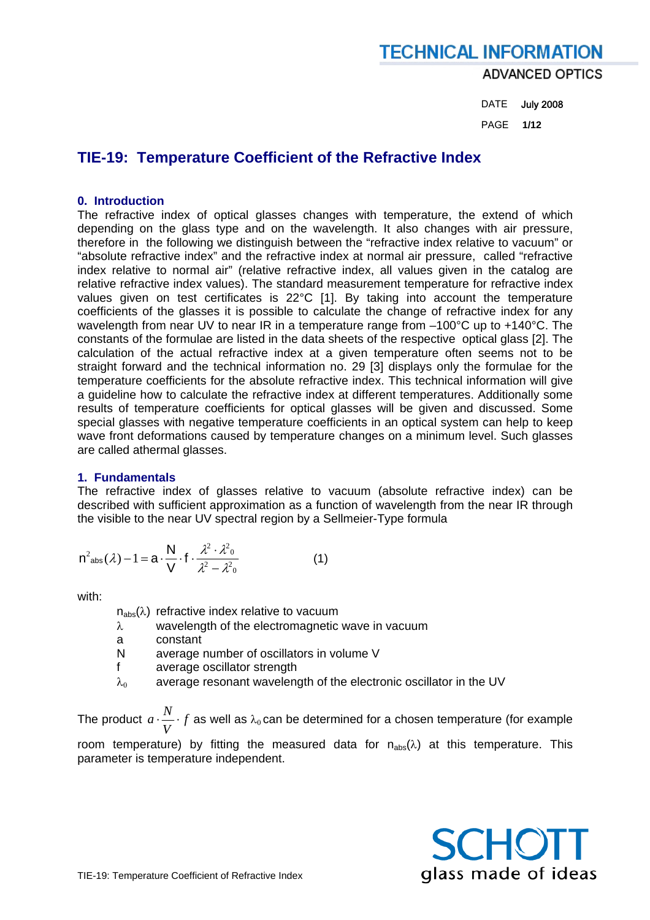# TIE-19: Temperature Coefficient of the Refractive Index

## 0. Introduction

The refractive index of optical glasses changes with temperature, the extend of which depending on the glass type and on the wavelength. It also changes with air pressure, therefore in the following we distinguish between the "refractive index relative to vacuum" or "absolute refractive index" and the refractive index at normal air pressure, called "refractive index relative to normal air" (relative refractive index, all values given in the catalog are relative refractive index values). The standard measurement temperature for refractive index values given on test certificates is 22°C [1]. By taking into account the temperature coefficients of the glasses it is possible to calculate the change of refractive index for any wavelength from near UV to near IR in a temperature range from –100°C up to +140°C. The constants of the formulae are listed in the data sheets of the respective optical glass [2]. The calculation of the actual refractive index at a given temperature often seems not to be straight forward and the technical information no. 29 [3] displays only the formulae for the temperature coefficients for the absolute refractive index. This technical information will give a guideline how to calculate the refractive index at different temperatures. Additionally some results of temperature coefficients for optical glasses will be given and discussed. Some special glasses with negative temperature coefficients in an optical system can help to keep wave front deformations caused by temperature changes on a minimum level. Such glasses are called athermal glasses.

## 1. Fundamentals

The refractive index of glasses relative to vacuum (absolute refractive index) can be described with sufficient approximation as a function of wavelength from the near IR through the visible to the near UV spectral region by a Sellmeier-Type formula

$$n^2_{abs}(\lambda) - 1 = a \cdot \frac{N}{V} \cdot f \cdot \frac{\lambda^2 \cdot \lambda^2_0}{\lambda^2 - \lambda^2_0} \qquad (1)$$

with:

- $n_{abs}(\lambda)$ refractive index relative to vacuum
- $\lambda$ wavelength of the electromagnetic wave in vacuum
- $a$ constant
- $N$ average number of oscillators in volume V
- $f$ average oscillator strength
- $\lambda_0$ average resonant wavelength of the electronic oscillator in the UV

The product $a \cdot \frac{N}{V} \cdot f$ as well as $\lambda_0$ can be determined for a chosen temperature (for example room temperature) by fitting the measured data for $n_{abs}(\lambda)$ at this temperature. This parameter is temperature independent.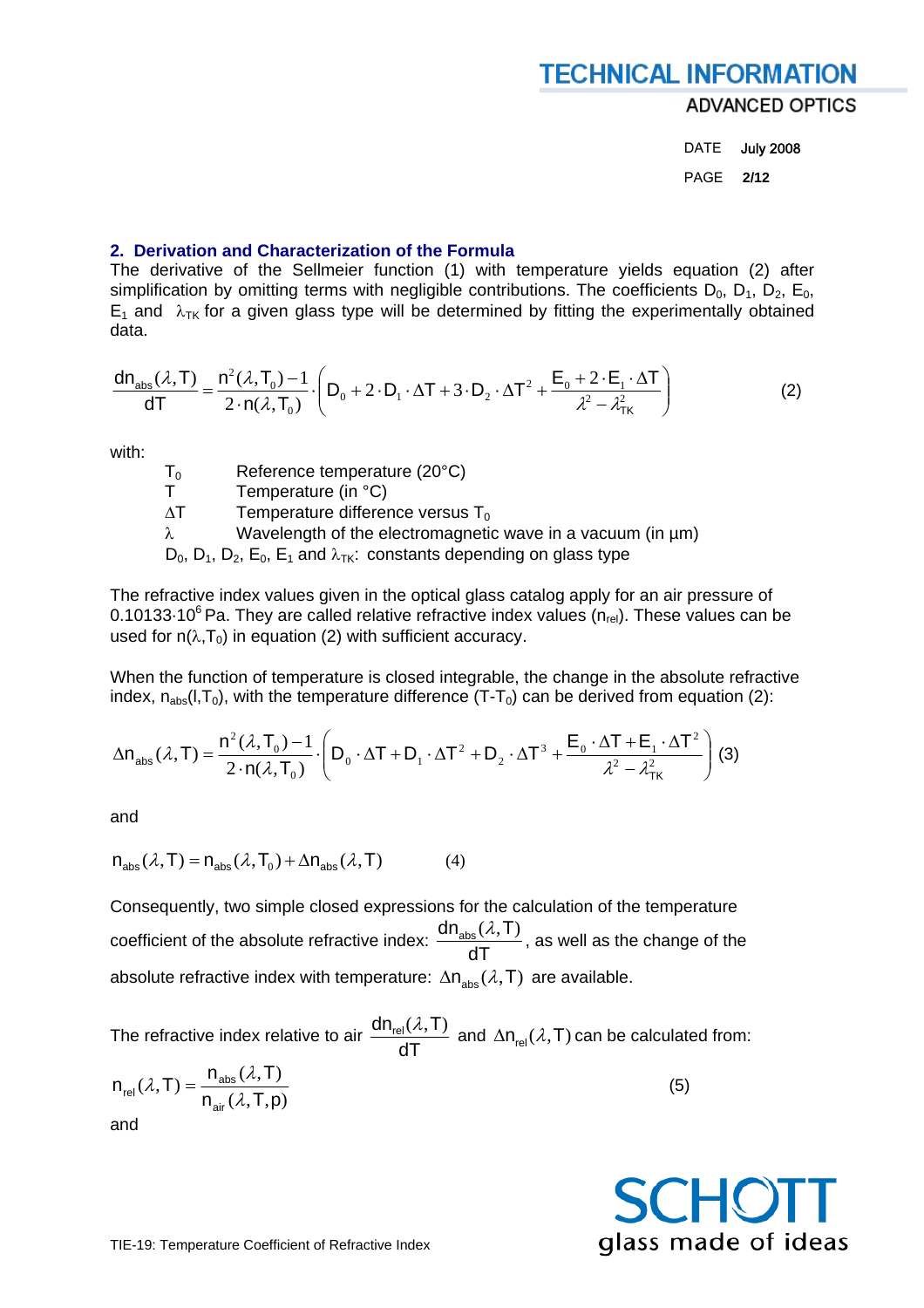## 2. Derivation and Characterization of the Formula

The derivative of the Sellmeier function (1) with temperature yields equation (2) after simplification by omitting terms with negligible contributions. The coefficients $D_0$, $D_1$, $D_2$, $E_0$, $E_1$ and $\lambda_{TK}$ for a given glass type will be determined by fitting the experimentally obtained data.

$$\frac{dn_{abs}(\lambda,T)}{dT} = \frac{n^2(\lambda,T_0)-1}{2\cdot n(\lambda,T_0)} \cdot \left( D_0 + 2\cdot D_1 \cdot \Delta T + 3\cdot D_2 \cdot \Delta T^2 + \frac{E_0 + 2\cdot E_1 \cdot \Delta T}{\lambda^2 - \lambda_{TK}^2} \right) \tag{2}$$

with:

- $T_0$ Reference temperature (20°C)
- $T$ Temperature (in °C)
- $\Delta T$ Temperature difference versus $T_0$
- $\lambda$ Wavelength of the electromagnetic wave in a vacuum (in µm)
- $D_0$, $D_1$, $D_2$, $E_0$, $E_1$ and $\lambda_{TK}$: constants depending on glass type

The refractive index values given in the optical glass catalog apply for an air pressure of $0.10133\cdot10^6$ Pa. They are called relative refractive index values ($n_{rel}$). These values can be used for $n(\lambda,T_0)$ in equation (2) with sufficient accuracy.

When the function of temperature is closed integrable, the change in the absolute refractive index, $n_{abs}(l,T_0)$, with the temperature difference $(T-T_0)$ can be derived from equation (2):

$$\Delta n_{abs}(\lambda,T) = \frac{n^2(\lambda,T_0)-1}{2\cdot n(\lambda,T_0)} \cdot \left( D_0 \cdot \Delta T + D_1 \cdot \Delta T^2 + D_2 \cdot \Delta T^3 + \frac{E_0 \cdot \Delta T + E_1 \cdot \Delta T^2}{\lambda^2 - \lambda_{TK}^2} \right) \tag{3}$$

and

$$n_{abs}(\lambda,T) = n_{abs}(\lambda,T_0) + \Delta n_{abs}(\lambda,T) \tag{4}$$

Consequently, two simple closed expressions for the calculation of the temperature coefficient of the absolute refractive index: $\frac{dn_{abs}(\lambda,T)}{dT}$, as well as the change of the absolute refractive index with temperature: $\Delta n_{abs}(\lambda,T)$ are available.

The refractive index relative to air $\frac{dn_{rel}(\lambda,T)}{dT}$ and $\Delta n_{rel}(\lambda,T)$ can be calculated from:

$$n_{rel}(\lambda,T) = \frac{n_{abs}(\lambda,T)}{n_{air}(\lambda,T,p)} \tag{5}$$

and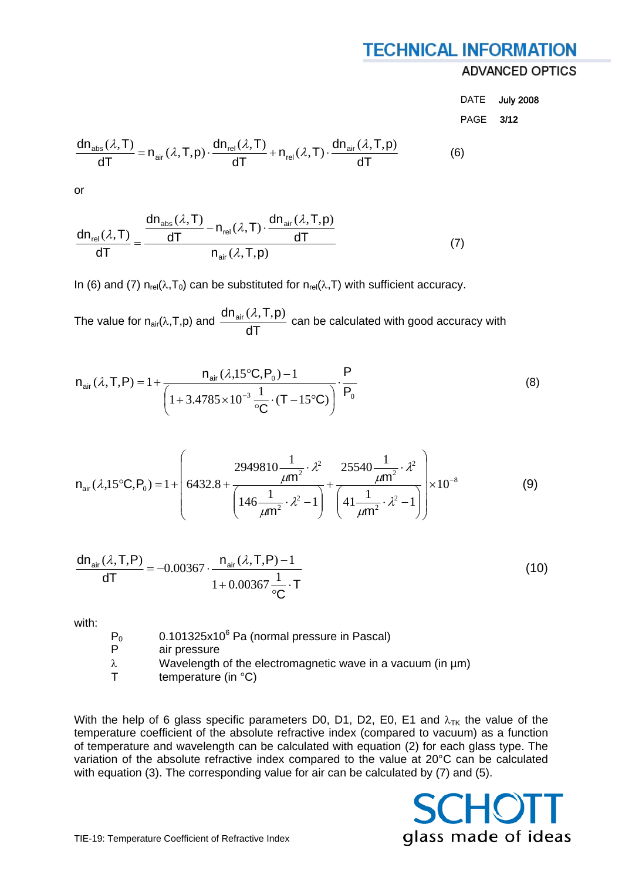$$\frac{dn_{abs}(\lambda,T)}{dT} = n_{air}(\lambda,T,p) \cdot \frac{dn_{rel}(\lambda,T)}{dT} + n_{rel}(\lambda,T) \cdot \frac{dn_{air}(\lambda,T,p)}{dT} \tag{6}$$

or

$$\frac{dn_{rel}(\lambda,T)}{dT} = \frac{\dfrac{dn_{abs}(\lambda,T)}{dT} - n_{rel}(\lambda,T) \cdot \dfrac{dn_{air}(\lambda,T,p)}{dT}}{n_{air}(\lambda,T,p)} \tag{7}$$

In (6) and (7) $n_{rel}(\lambda,T_0)$ can be substituted for $n_{rel}(\lambda,T)$ with sufficient accuracy.

The value for $n_{air}(\lambda,T,p)$ and $\frac{dn_{air}(\lambda,T,p)}{dT}$ can be calculated with good accuracy with

$$n_{air}(\lambda,T,P) = 1 + \frac{n_{air}(\lambda,15°C,P_0) - 1}{\left(1 + 3.4785 \times 10^{-3} \frac{1}{°C} \cdot (T - 15°C)\right)} \cdot \frac{P}{P_0} \tag{8}$$

$$n_{air}(\lambda,15°C,P_0) = 1 + \left( 6432.8 + \frac{2949810 \frac{1}{\mu m^2} \cdot \lambda^2}{\left(146 \frac{1}{\mu m^2} \cdot \lambda^2 - 1\right)} + \frac{25540 \frac{1}{\mu m^2} \cdot \lambda^2}{\left(41 \frac{1}{\mu m^2} \cdot \lambda^2 - 1\right)} \right) \times 10^{-8} \tag{9}$$

$$\frac{dn_{air}(\lambda,T,P)}{dT} = -0.00367 \cdot \frac{n_{air}(\lambda,T,P) - 1}{1 + 0.00367 \frac{1}{°C} \cdot T} \tag{10}$$

with:

| | |
|---|---|
| $P_0$ | $0.101325 \times 10^6$ Pa (normal pressure in Pascal) |
| $P$ | air pressure |
| $\lambda$ | Wavelength of the electromagnetic wave in a vacuum (in µm) |
| $T$ | temperature (in °C) |

With the help of 6 glass specific parameters D0, D1, D2, E0, E1 and $\lambda_{TK}$ the value of the temperature coefficient of the absolute refractive index (compared to vacuum) as a function of temperature and wavelength can be calculated with equation (2) for each glass type. The variation of the absolute refractive index compared to the value at 20°C can be calculated with equation (3). The corresponding value for air can be calculated by (7) and (5).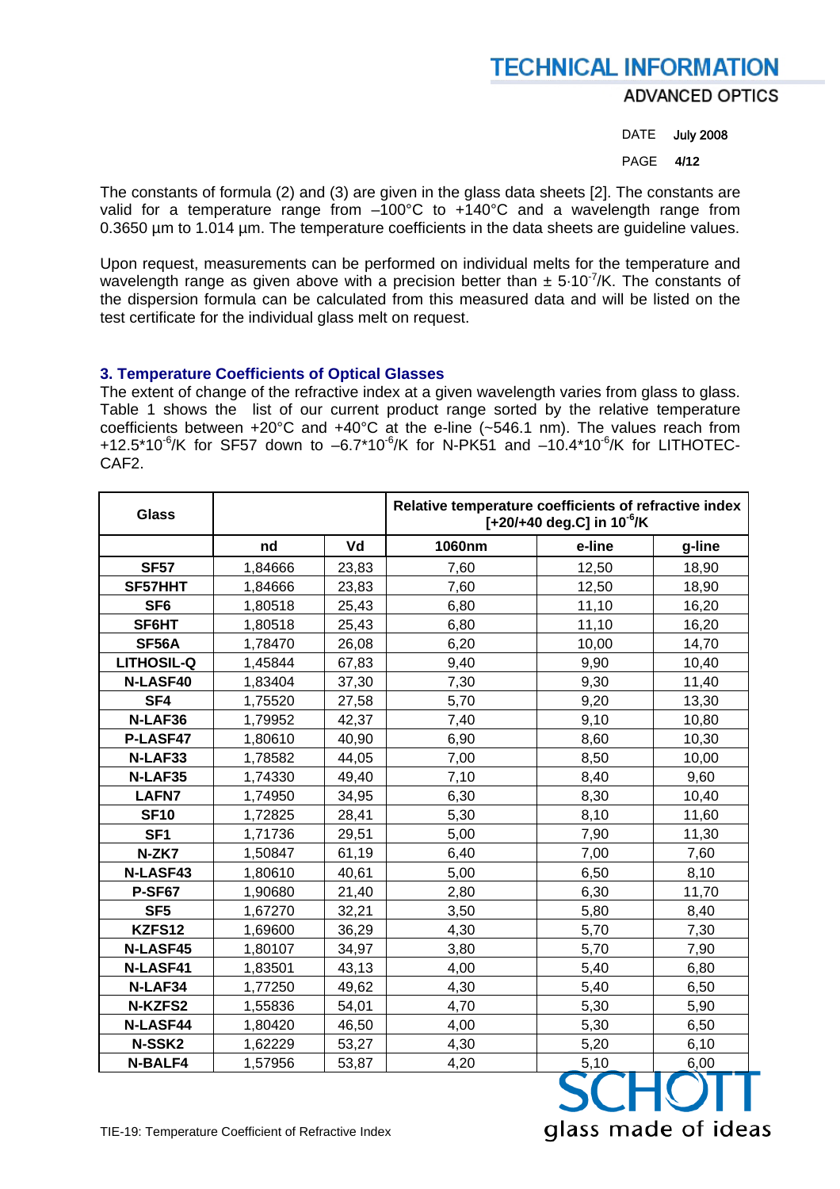The constants of formula (2) and (3) are given in the glass data sheets [2]. The constants are valid for a temperature range from –100°C to +140°C and a wavelength range from 0.3650 µm to 1.014 µm. The temperature coefficients in the data sheets are guideline values.

Upon request, measurements can be performed on individual melts for the temperature and wavelength range as given above with a precision better than $\pm 5 \cdot 10^{-7}$/K. The constants of the dispersion formula can be calculated from this measured data and will be listed on the test certificate for the individual glass melt on request.

### 3. Temperature Coefficients of Optical Glasses

The extent of change of the refractive index at a given wavelength varies from glass to glass. Table 1 shows the list of our current product range sorted by the relative temperature coefficients between +20°C and +40°C at the e-line (~546.1 nm). The values reach from $+12.5 \cdot 10^{-6}$/K for SF57 down to $-6.7 \cdot 10^{-6}$/K for N-PK51 and $-10.4 \cdot 10^{-6}$/K for LITHOTEC-CAF2.

| Glass | | | Relative temperature coefficients of refractive index [+20/+40 deg.C] in $10^{-6}$/K | | |
|---|---|---|---|---|---|
| | nd | Vd | 1060nm | e-line | g-line |
| **SF57** | 1,84666 | 23,83 | 7,60 | 12,50 | 18,90 |
| **SF57HHT** | 1,84666 | 23,83 | 7,60 | 12,50 | 18,90 |
| **SF6** | 1,80518 | 25,43 | 6,80 | 11,10 | 16,20 |
| **SF6HT** | 1,80518 | 25,43 | 6,80 | 11,10 | 16,20 |
| **SF56A** | 1,78470 | 26,08 | 6,20 | 10,00 | 14,70 |
| **LITHOSIL-Q** | 1,45844 | 67,83 | 9,40 | 9,90 | 10,40 |
| **N-LASF40** | 1,83404 | 37,30 | 7,30 | 9,30 | 11,40 |
| **SF4** | 1,75520 | 27,58 | 5,70 | 9,20 | 13,30 |
| **N-LAF36** | 1,79952 | 42,37 | 7,40 | 9,10 | 10,80 |
| **P-LASF47** | 1,80610 | 40,90 | 6,90 | 8,60 | 10,30 |
| **N-LAF33** | 1,78582 | 44,05 | 7,00 | 8,50 | 10,00 |
| **N-LAF35** | 1,74330 | 49,40 | 7,10 | 8,40 | 9,60 |
| **LAFN7** | 1,74950 | 34,95 | 6,30 | 8,30 | 10,40 |
| **SF10** | 1,72825 | 28,41 | 5,30 | 8,10 | 11,60 |
| **SF1** | 1,71736 | 29,51 | 5,00 | 7,90 | 11,30 |
| **N-ZK7** | 1,50847 | 61,19 | 6,40 | 7,00 | 7,60 |
| **N-LASF43** | 1,80610 | 40,61 | 5,00 | 6,50 | 8,10 |
| **P-SF67** | 1,90680 | 21,40 | 2,80 | 6,30 | 11,70 |
| **SF5** | 1,67270 | 32,21 | 3,50 | 5,80 | 8,40 |
| **KZFS12** | 1,69600 | 36,29 | 4,30 | 5,70 | 7,30 |
| **N-LASF45** | 1,80107 | 34,97 | 3,80 | 5,70 | 7,90 |
| **N-LASF41** | 1,83501 | 43,13 | 4,00 | 5,40 | 6,80 |
| **N-LAF34** | 1,77250 | 49,62 | 4,30 | 5,40 | 6,50 |
| **N-KZFS2** | 1,55836 | 54,01 | 4,70 | 5,30 | 5,90 |
| **N-LASF44** | 1,80420 | 46,50 | 4,00 | 5,30 | 6,50 |
| **N-SSK2** | 1,62229 | 53,27 | 4,30 | 5,20 | 6,10 |
| **N-BALF4** | 1,57956 | 53,87 | 4,20 | 5,10 | 6,00 |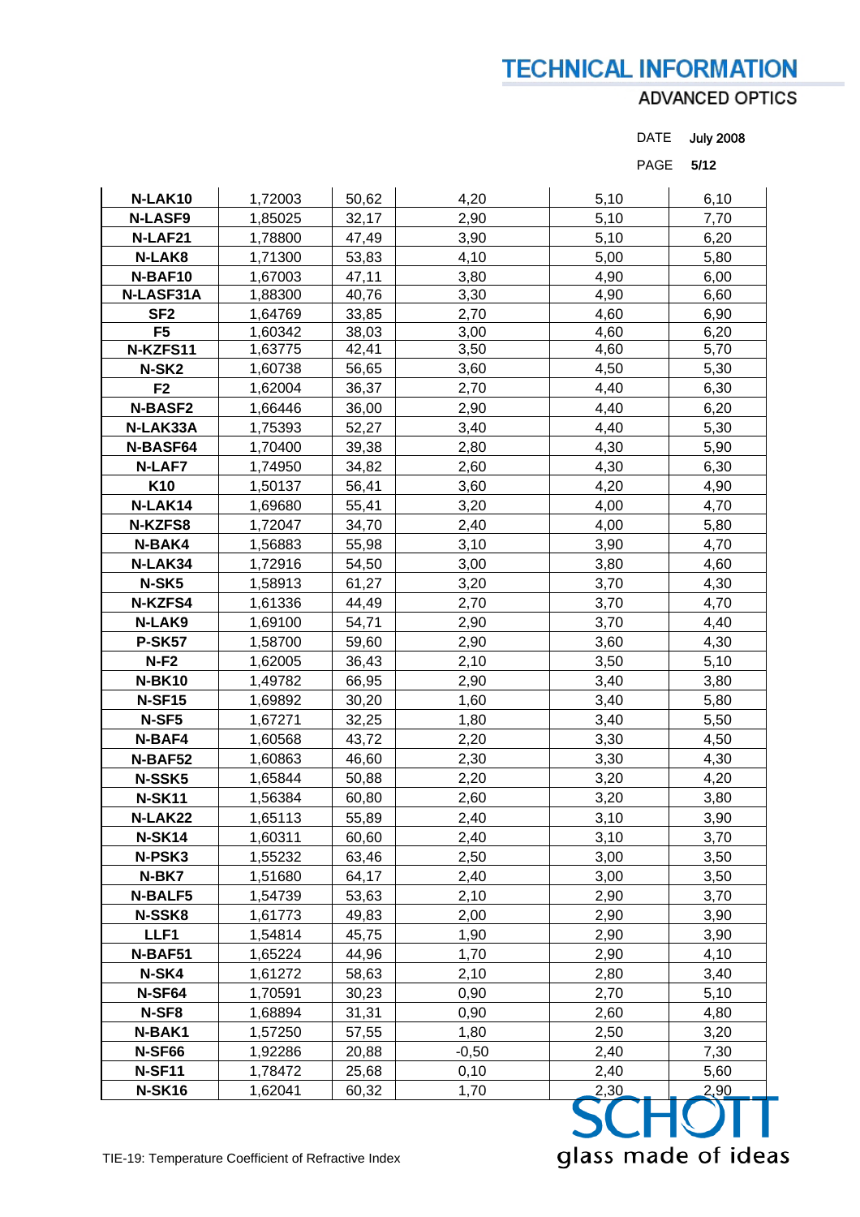| | | | | | |
|---|---|---|---|---|---|
| N-LAK10 | 1,72003 | 50,62 | 4,20 | 5,10 | 6,10 |
| N-LASF9 | 1,85025 | 32,17 | 2,90 | 5,10 | 7,70 |
| N-LAF21 | 1,78800 | 47,49 | 3,90 | 5,10 | 6,20 |
| N-LAK8 | 1,71300 | 53,83 | 4,10 | 5,00 | 5,80 |
| N-BAF10 | 1,67003 | 47,11 | 3,80 | 4,90 | 6,00 |
| N-LASF31A | 1,88300 | 40,76 | 3,30 | 4,90 | 6,60 |
| SF2 | 1,64769 | 33,85 | 2,70 | 4,60 | 6,90 |
| F5 | 1,60342 | 38,03 | 3,00 | 4,60 | 6,20 |
| N-KZFS11 | 1,63775 | 42,41 | 3,50 | 4,60 | 5,70 |
| N-SK2 | 1,60738 | 56,65 | 3,60 | 4,50 | 5,30 |
| F2 | 1,62004 | 36,37 | 2,70 | 4,40 | 6,30 |
| N-BASF2 | 1,66446 | 36,00 | 2,90 | 4,40 | 6,20 |
| N-LAK33A | 1,75393 | 52,27 | 3,40 | 4,40 | 5,30 |
| N-BASF64 | 1,70400 | 39,38 | 2,80 | 4,30 | 5,90 |
| N-LAF7 | 1,74950 | 34,82 | 2,60 | 4,30 | 6,30 |
| K10 | 1,50137 | 56,41 | 3,60 | 4,20 | 4,90 |
| N-LAK14 | 1,69680 | 55,41 | 3,20 | 4,00 | 4,70 |
| N-KZFS8 | 1,72047 | 34,70 | 2,40 | 4,00 | 5,80 |
| N-BAK4 | 1,56883 | 55,98 | 3,10 | 3,90 | 4,70 |
| N-LAK34 | 1,72916 | 54,50 | 3,00 | 3,80 | 4,60 |
| N-SK5 | 1,58913 | 61,27 | 3,20 | 3,70 | 4,30 |
| N-KZFS4 | 1,61336 | 44,49 | 2,70 | 3,70 | 4,70 |
| N-LAK9 | 1,69100 | 54,71 | 2,90 | 3,70 | 4,40 |
| P-SK57 | 1,58700 | 59,60 | 2,90 | 3,60 | 4,30 |
| N-F2 | 1,62005 | 36,43 | 2,10 | 3,50 | 5,10 |
| N-BK10 | 1,49782 | 66,95 | 2,90 | 3,40 | 3,80 |
| N-SF15 | 1,69892 | 30,20 | 1,60 | 3,40 | 5,80 |
| N-SF5 | 1,67271 | 32,25 | 1,80 | 3,40 | 5,50 |
| N-BAF4 | 1,60568 | 43,72 | 2,20 | 3,30 | 4,50 |
| N-BAF52 | 1,60863 | 46,60 | 2,30 | 3,30 | 4,30 |
| N-SSK5 | 1,65844 | 50,88 | 2,20 | 3,20 | 4,20 |
| N-SK11 | 1,56384 | 60,80 | 2,60 | 3,20 | 3,80 |
| N-LAK22 | 1,65113 | 55,89 | 2,40 | 3,10 | 3,90 |
| N-SK14 | 1,60311 | 60,60 | 2,40 | 3,10 | 3,70 |
| N-PSK3 | 1,55232 | 63,46 | 2,50 | 3,00 | 3,50 |
| N-BK7 | 1,51680 | 64,17 | 2,40 | 3,00 | 3,50 |
| N-BALF5 | 1,54739 | 53,63 | 2,10 | 2,90 | 3,70 |
| N-SSK8 | 1,61773 | 49,83 | 2,00 | 2,90 | 3,90 |
| LLF1 | 1,54814 | 45,75 | 1,90 | 2,90 | 3,90 |
| N-BAF51 | 1,65224 | 44,96 | 1,70 | 2,90 | 4,10 |
| N-SK4 | 1,61272 | 58,63 | 2,10 | 2,80 | 3,40 |
| N-SF64 | 1,70591 | 30,23 | 0,90 | 2,70 | 5,10 |
| N-SF8 | 1,68894 | 31,31 | 0,90 | 2,60 | 4,80 |
| N-BAK1 | 1,57250 | 57,55 | 1,80 | 2,50 | 3,20 |
| N-SF66 | 1,92286 | 20,88 | -0,50 | 2,40 | 7,30 |
| N-SF11 | 1,78472 | 25,68 | 0,10 | 2,40 | 5,60 |
| N-SK16 | 1,62041 | 60,32 | 1,70 | 2,30 | 2,90 |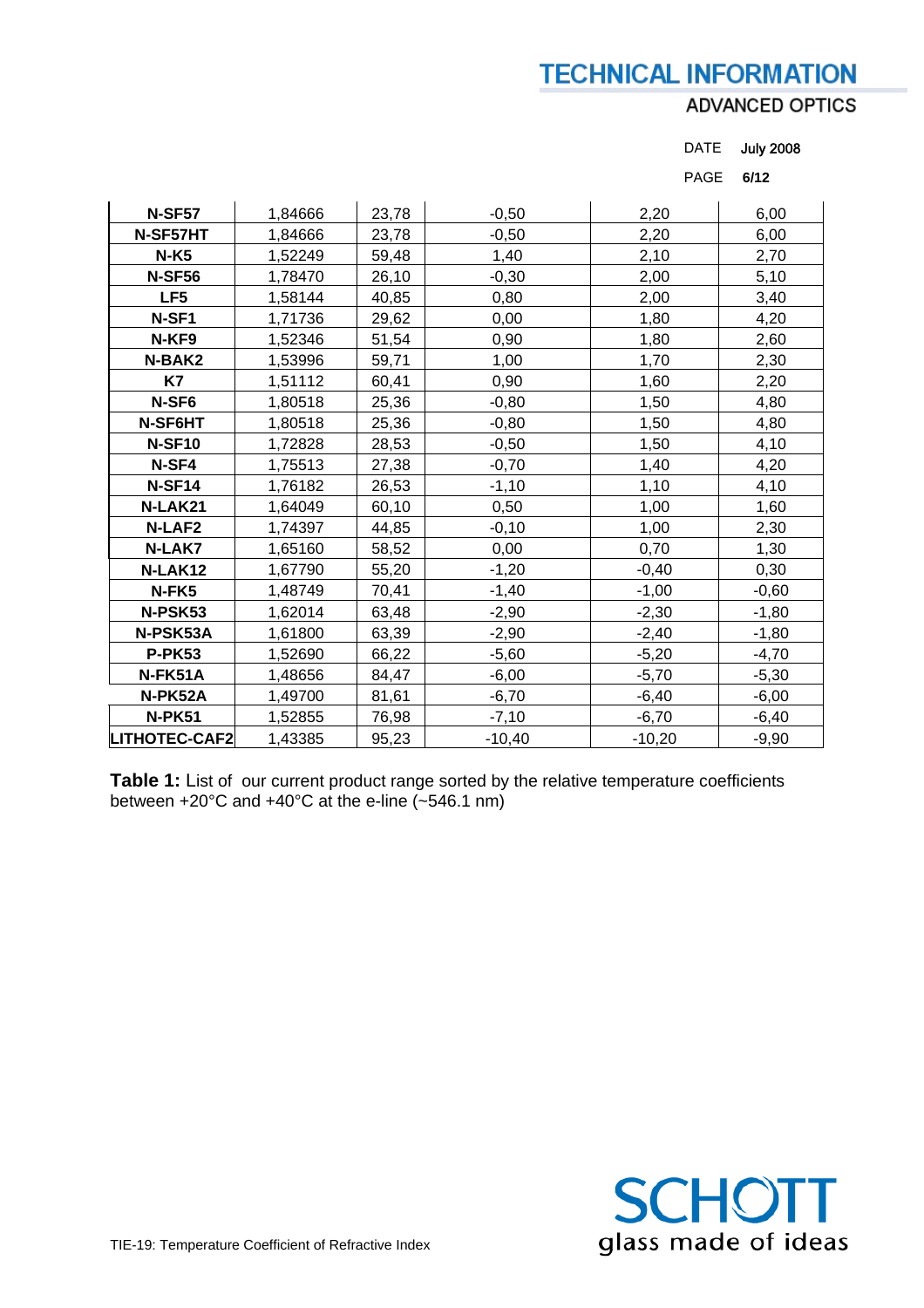| | | | | | |
|---|---|---|---|---|---|
| **N-SF57** | 1,84666 | 23,78 | -0,50 | 2,20 | 6,00 |
| **N-SF57HT** | 1,84666 | 23,78 | -0,50 | 2,20 | 6,00 |
| **N-K5** | 1,52249 | 59,48 | 1,40 | 2,10 | 2,70 |
| **N-SF56** | 1,78470 | 26,10 | -0,30 | 2,00 | 5,10 |
| **LF5** | 1,58144 | 40,85 | 0,80 | 2,00 | 3,40 |
| **N-SF1** | 1,71736 | 29,62 | 0,00 | 1,80 | 4,20 |
| **N-KF9** | 1,52346 | 51,54 | 0,90 | 1,80 | 2,60 |
| **N-BAK2** | 1,53996 | 59,71 | 1,00 | 1,70 | 2,30 |
| **K7** | 1,51112 | 60,41 | 0,90 | 1,60 | 2,20 |
| **N-SF6** | 1,80518 | 25,36 | -0,80 | 1,50 | 4,80 |
| **N-SF6HT** | 1,80518 | 25,36 | -0,80 | 1,50 | 4,80 |
| **N-SF10** | 1,72828 | 28,53 | -0,50 | 1,50 | 4,10 |
| **N-SF4** | 1,75513 | 27,38 | -0,70 | 1,40 | 4,20 |
| **N-SF14** | 1,76182 | 26,53 | -1,10 | 1,10 | 4,10 |
| **N-LAK21** | 1,64049 | 60,10 | 0,50 | 1,00 | 1,60 |
| **N-LAF2** | 1,74397 | 44,85 | -0,10 | 1,00 | 2,30 |
| **N-LAK7** | 1,65160 | 58,52 | 0,00 | 0,70 | 1,30 |
| **N-LAK12** | 1,67790 | 55,20 | -1,20 | -0,40 | 0,30 |
| **N-FK5** | 1,48749 | 70,41 | -1,40 | -1,00 | -0,60 |
| **N-PSK53** | 1,62014 | 63,48 | -2,90 | -2,30 | -1,80 |
| **N-PSK53A** | 1,61800 | 63,39 | -2,90 | -2,40 | -1,80 |
| **P-PK53** | 1,52690 | 66,22 | -5,60 | -5,20 | -4,70 |
| **N-FK51A** | 1,48656 | 84,47 | -6,00 | -5,70 | -5,30 |
| **N-PK52A** | 1,49700 | 81,61 | -6,70 | -6,40 | -6,00 |
| **N-PK51** | 1,52855 | 76,98 | -7,10 | -6,70 | -6,40 |
| **LITHOTEC-CAF2** | 1,43385 | 95,23 | -10,40 | -10,20 | -9,90 |

**Table 1:** List of our current product range sorted by the relative temperature coefficients between +20°C and +40°C at the e-line (~546.1 nm)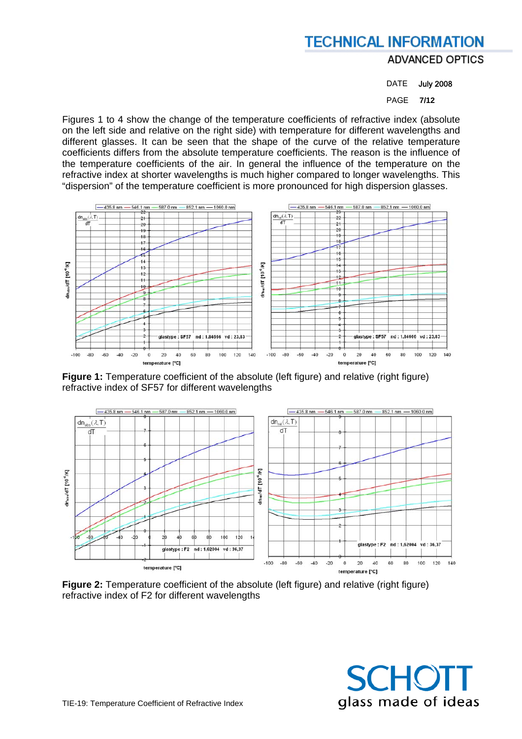Figures 1 to 4 show the change of the temperature coefficients of refractive index (absolute on the left side and relative on the right side) with temperature for different wavelengths and different glasses. It can be seen that the shape of the curve of the relative temperature coefficients differs from the absolute temperature coefficients. The reason is the influence of the temperature coefficients of the air. In general the influence of the temperature on the refractive index at shorter wavelengths is much higher compared to longer wavelengths. This "dispersion" of the temperature coefficient is more pronounced for high dispersion glasses.

**Figure 1:** Temperature coefficient of the absolute (left figure) and relative (right figure) refractive index of SF57 for different wavelengths

**Figure 2:** Temperature coefficient of the absolute (left figure) and relative (right figure) refractive index of F2 for different wavelengths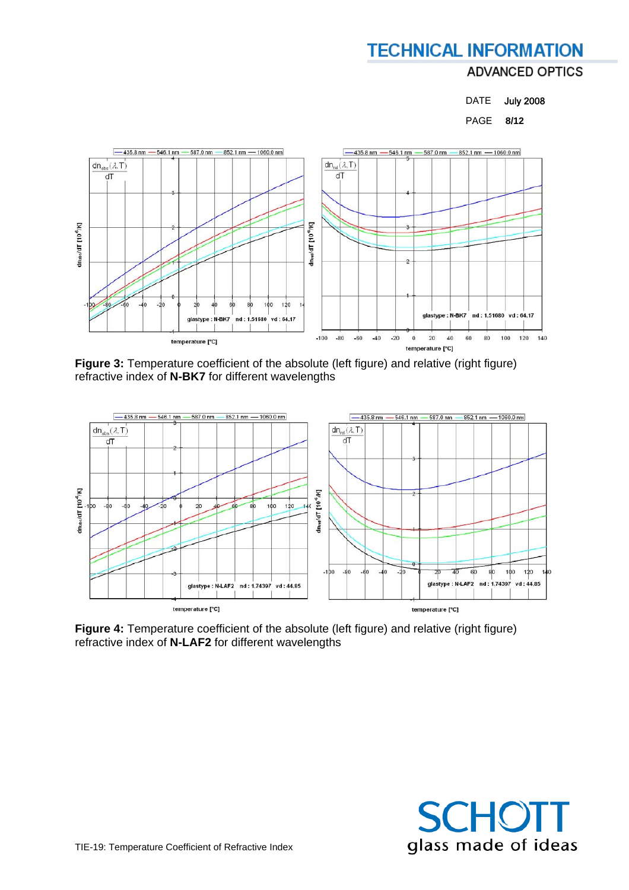**Figure 3:** Temperature coefficient of the absolute (left figure) and relative (right figure) refractive index of **N-BK7** for different wavelengths

**Figure 4:** Temperature coefficient of the absolute (left figure) and relative (right figure) refractive index of **N-LAF2** for different wavelengths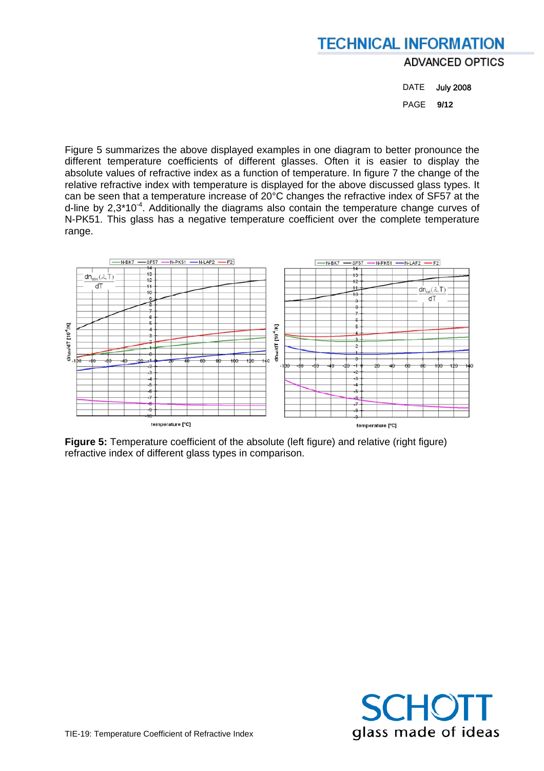Figure 5 summarizes the above displayed examples in one diagram to better pronounce the different temperature coefficients of different glasses. Often it is easier to display the absolute values of refractive index as a function of temperature. In figure 7 the change of the relative refractive index with temperature is displayed for the above discussed glass types. It can be seen that a temperature increase of 20°C changes the refractive index of SF57 at the d-line by $2{,}3 \cdot 10^{-4}$. Additionally the diagrams also contain the temperature change curves of N-PK51. This glass has a negative temperature coefficient over the complete temperature range.

**Figure 5:** Temperature coefficient of the absolute (left figure) and relative (right figure) refractive index of different glass types in comparison.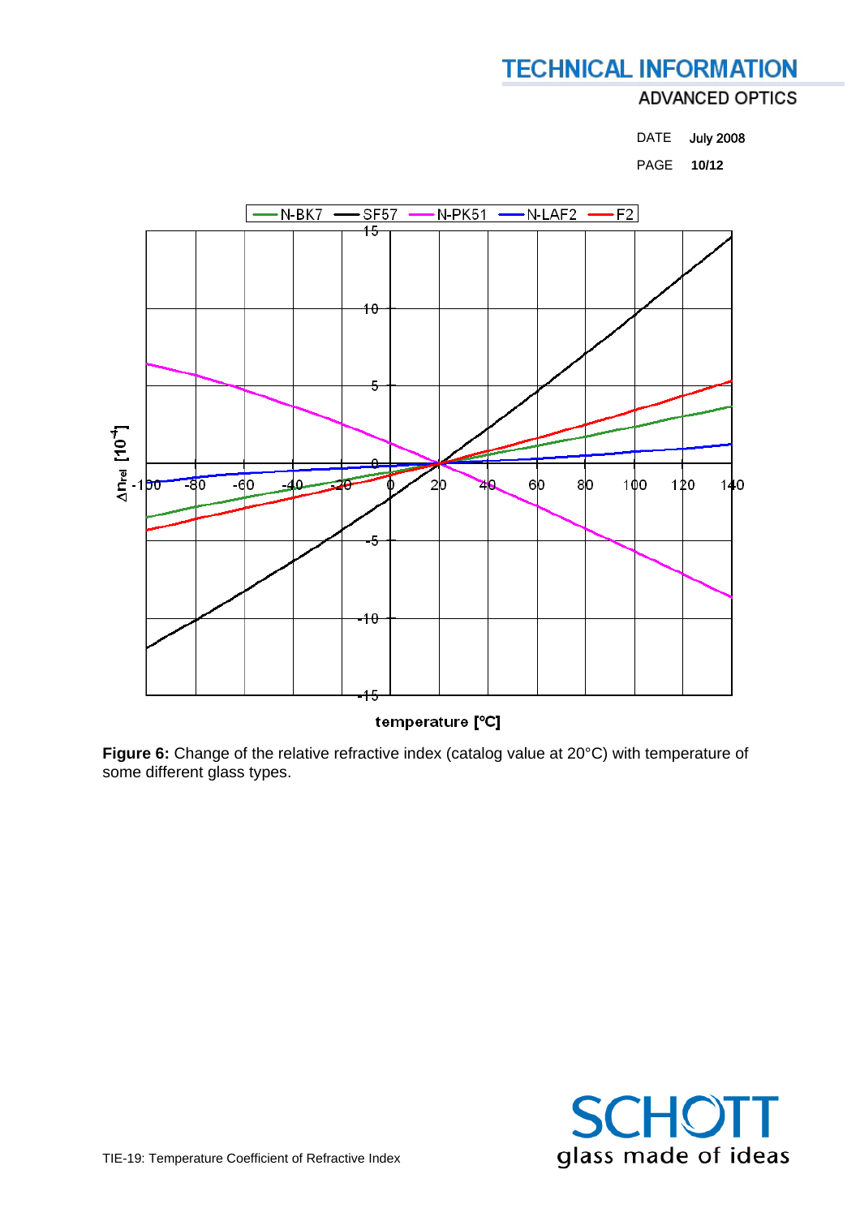**Figure 6:** Change of the relative refractive index (catalog value at 20°C) with temperature of some different glass types.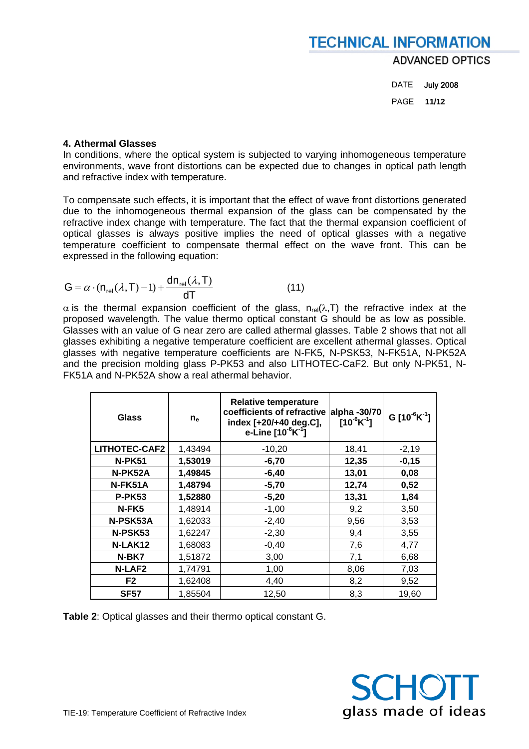## 4. Athermal Glasses

In conditions, where the optical system is subjected to varying inhomogeneous temperature environments, wave front distortions can be expected due to changes in optical path length and refractive index with temperature.

To compensate such effects, it is important that the effect of wave front distortions generated due to the inhomogeneous thermal expansion of the glass can be compensated by the refractive index change with temperature. The fact that the thermal expansion coefficient of optical glasses is always positive implies the need of optical glasses with a negative temperature coefficient to compensate thermal effect on the wave front. This can be expressed in the following equation:

$$G = \alpha \cdot (n_{rel}(\lambda, T) - 1) + \frac{dn_{rel}(\lambda, T)}{dT} \qquad (11)$$

$\alpha$ is the thermal expansion coefficient of the glass, $n_{rel}(\lambda,T)$ the refractive index at the proposed wavelength. The value thermo optical constant G should be as low as possible. Glasses with an value of G near zero are called athermal glasses. Table 2 shows that not all glasses exhibiting a negative temperature coefficient are excellent athermal glasses. Optical glasses with negative temperature coefficients are N-FK5, N-PSK53, N-FK51A, N-PK52A and the precision molding glass P-PK53 and also LITHOTEC-CaF2. But only N-PK51, N-FK51A and N-PK52A show a real athermal behavior.

| Glass | $n_e$ | Relative temperature coefficients of refractive index [+20/+40 deg.C], e-Line [$10^{-6}K^{-1}$] | alpha -30/70 [$10^{-6}K^{-1}$] | G [$10^{-6}K^{-1}$] |
|---|---|---|---|---|
| **LITHOTEC-CAF2** | 1,43494 | -10,20 | 18,41 | -2,19 |
| **N-PK51** | **1,53019** | **-6,70** | **12,35** | **-0,15** |
| **N-PK52A** | **1,49845** | **-6,40** | **13,01** | **0,08** |
| **N-FK51A** | **1,48794** | **-5,70** | **12,74** | **0,52** |
| **P-PK53** | **1,52880** | **-5,20** | **13,31** | **1,84** |
| **N-FK5** | 1,48914 | -1,00 | 9,2 | 3,50 |
| **N-PSK53A** | 1,62033 | -2,40 | 9,56 | 3,53 |
| **N-PSK53** | 1,62247 | -2,30 | 9,4 | 3,55 |
| **N-LAK12** | 1,68083 | -0,40 | 7,6 | 4,77 |
| **N-BK7** | 1,51872 | 3,00 | 7,1 | 6,68 |
| **N-LAF2** | 1,74791 | 1,00 | 8,06 | 7,03 |
| **F2** | 1,62408 | 4,40 | 8,2 | 9,52 |
| **SF57** | 1,85504 | 12,50 | 8,3 | 19,60 |

**Table 2**: Optical glasses and their thermo optical constant G.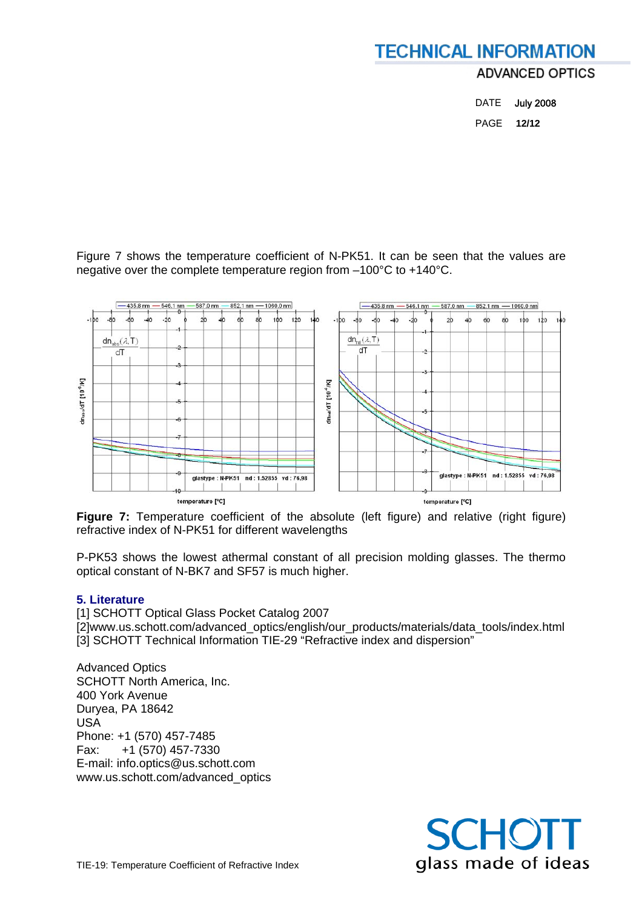Figure 7 shows the temperature coefficient of N-PK51. It can be seen that the values are negative over the complete temperature region from –100°C to +140°C.

435.8 nm
546.1 nm
587.0 nm
852.1 nm
1060.0 nm

$\frac{dn_{abs}(\lambda,T)}{dT}$

dn$_{abs}$/dT [$10^{-6}$/K]

glastype : N-PK51 nd : 1.52855 vd : 76,98

temperature [°C]

$\frac{dn_{rel}(\lambda,T)}{dT}$

dn$_{rel}$/dT [$10^{-6}$/K]

glastype : N-PK51 nd : 1.52855 vd : 76,98

temperature [°C]

**Figure 7:** Temperature coefficient of the absolute (left figure) and relative (right figure) refractive index of N-PK51 for different wavelengths

P-PK53 shows the lowest athermal constant of all precision molding glasses. The thermo optical constant of N-BK7 and SF57 is much higher.

## 5. Literature

[1] SCHOTT Optical Glass Pocket Catalog 2007
[2]www.us.schott.com/advanced_optics/english/our_products/materials/data_tools/index.html
[3] SCHOTT Technical Information TIE-29 "Refractive index and dispersion"

Advanced Optics
SCHOTT North America, Inc.
400 York Avenue
Duryea, PA 18642
USA
Phone: +1 (570) 457-7485
Fax: +1 (570) 457-7330
E-mail: info.optics@us.schott.com
www.us.schott.com/advanced_optics